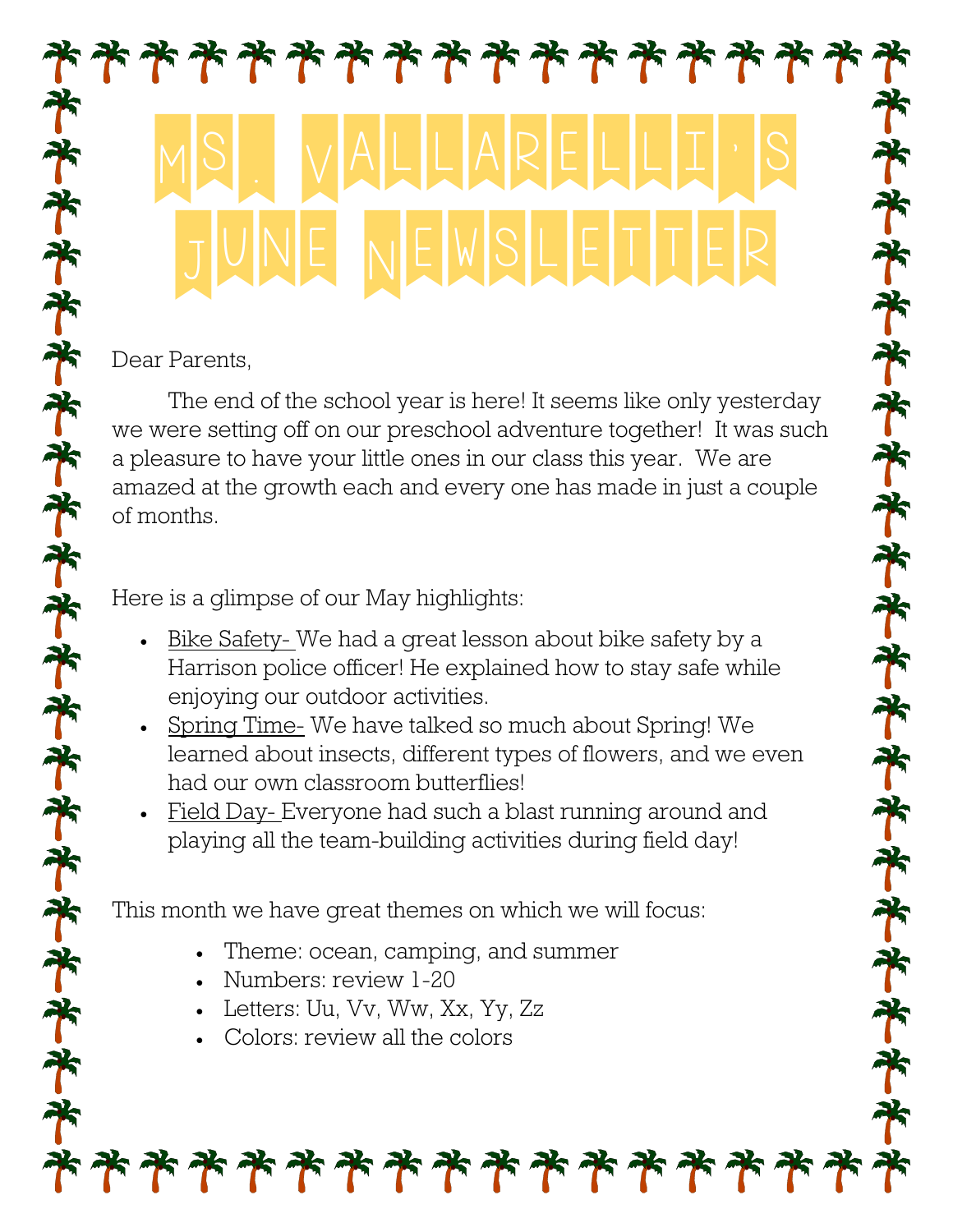# MS. VALLARELLI'S JUNE NEWSLETTER

Dear Parents,

The end of the school year is here! It seems like only yesterday we were setting off on our preschool adventure together! It was such a pleasure to have your little ones in our class this year. We are amazed at the growth each and every one has made in just a couple of months.

Here is a glimpse of our May highlights:

- Bike Safety- We had a great lesson about bike safety by a Harrison police officer! He explained how to stay safe while enjoying our outdoor activities.
- Spring Time- We have talked so much about Spring! We learned about insects, different types of flowers, and we even had our own classroom butterflies!
- Field Day- Everyone had such a blast running around and playing all the team-building activities during field day!

This month we have great themes on which we will focus:

- Theme: ocean, camping, and summer
- Numbers: review 1-20
- Letters: Uu, Vv, Ww, Xx, Yy, Zz
- Colors: review all the colors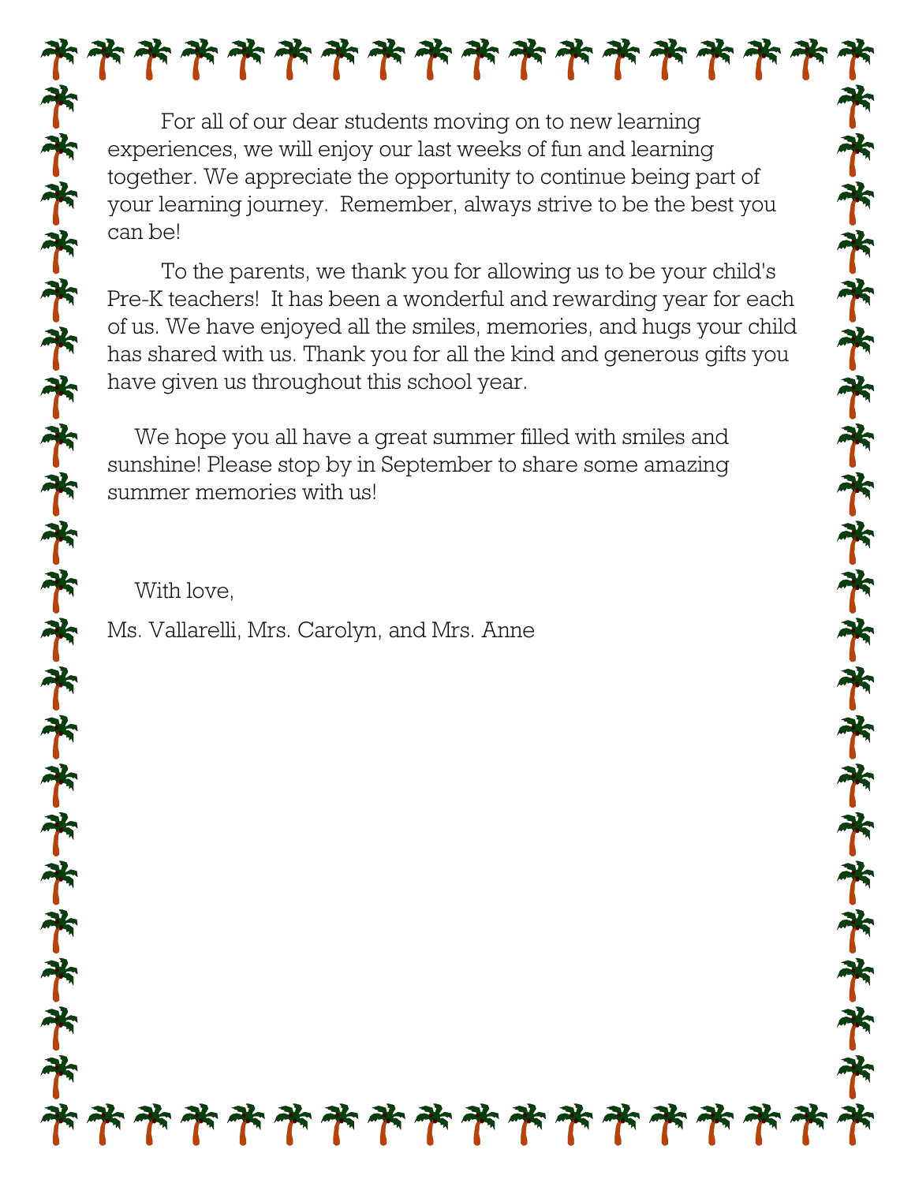For all of our dear students moving on to new learning experiences, we will enjoy our last weeks of fun and learning together. We appreciate the opportunity to continue being part of your learning journey. Remember, always strive to be the best you can be!

To the parents, we thank you for allowing us to be your child's Pre-K teachers! It has been a wonderful and rewarding year for each of us. We have enjoyed all the smiles, memories, and hugs your child has shared with us. Thank you for all the kind and generous gifts you have given us throughout this school year.

We hope you all have a great summer filled with smiles and sunshine! Please stop by in September to share some amazing summer memories with us!

With love,

Ms. Vallarelli, Mrs. Carolyn, and Mrs. Anne